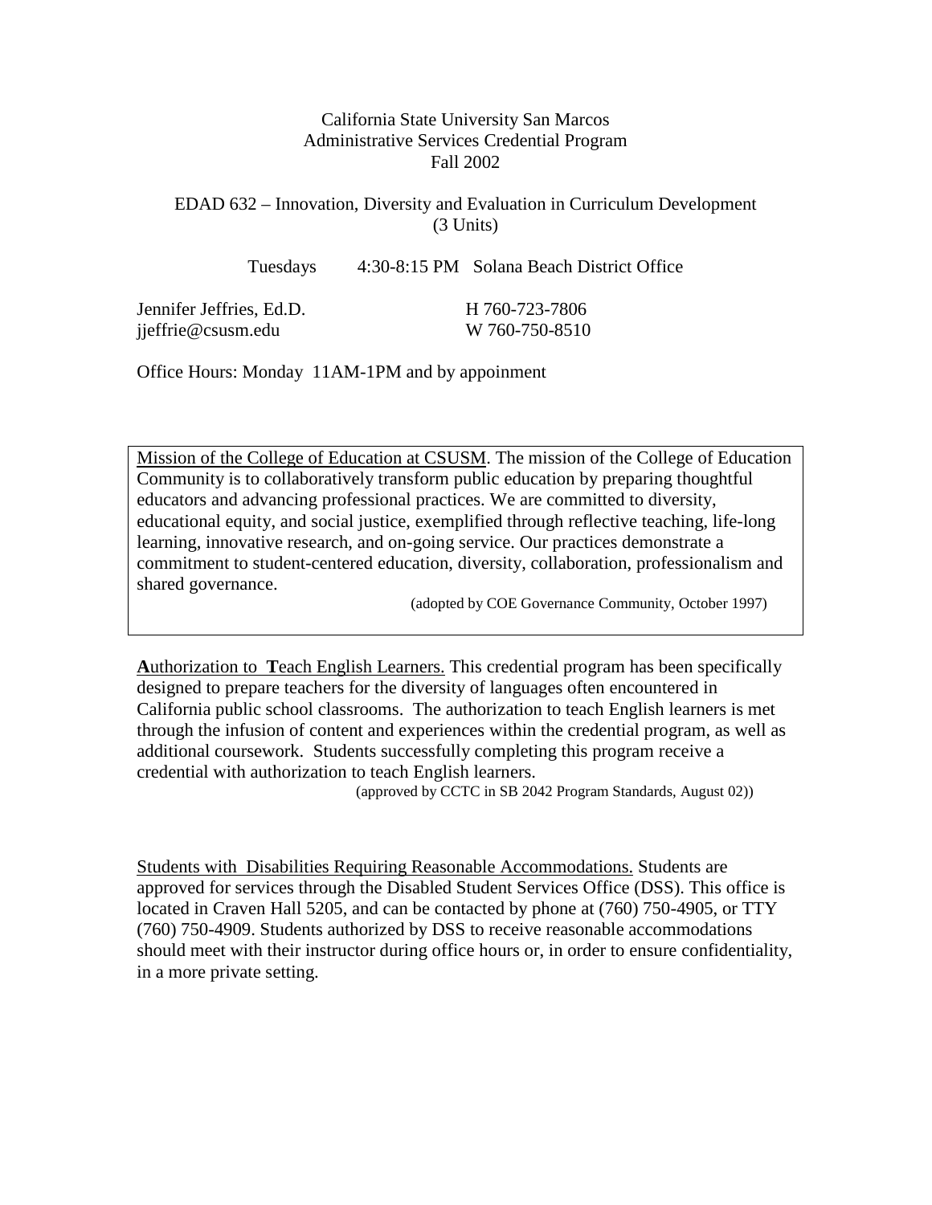California State University San Marcos
Administrative Services Credential Program
Fall 2002

EDAD 632 – Innovation, Diversity and Evaluation in Curriculum Development
(3 Units)

Tuesdays 4:30-8:15 PM Solana Beach District Office

Jennifer Jeffries, Ed.D. H 760-723-7806
jjeffrie@csusm.edu W 760-750-8510

Office Hours: Monday 11AM-1PM and by appoinment

Mission of the College of Education at CSUSM. The mission of the College of Education Community is to collaboratively transform public education by preparing thoughtful educators and advancing professional practices. We are committed to diversity, educational equity, and social justice, exemplified through reflective teaching, life-long learning, innovative research, and on-going service. Our practices demonstrate a commitment to student-centered education, diversity, collaboration, professionalism and shared governance.

(adopted by COE Governance Community, October 1997)

**A**uthorization to **T**each English Learners. This credential program has been specifically designed to prepare teachers for the diversity of languages often encountered in California public school classrooms. The authorization to teach English learners is met through the infusion of content and experiences within the credential program, as well as additional coursework. Students successfully completing this program receive a credential with authorization to teach English learners.

(approved by CCTC in SB 2042 Program Standards, August 02))

Students with Disabilities Requiring Reasonable Accommodations. Students are approved for services through the Disabled Student Services Office (DSS). This office is located in Craven Hall 5205, and can be contacted by phone at (760) 750-4905, or TTY (760) 750-4909. Students authorized by DSS to receive reasonable accommodations should meet with their instructor during office hours or, in order to ensure confidentiality, in a more private setting.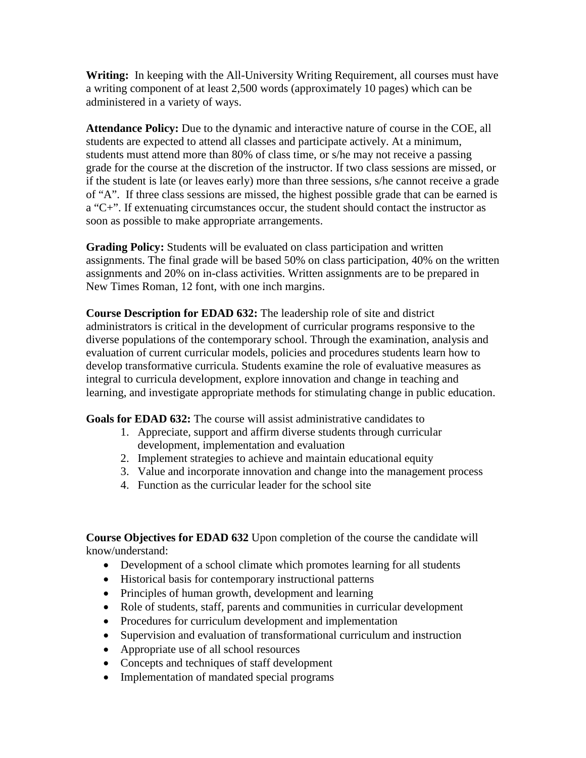**Writing:** In keeping with the All-University Writing Requirement, all courses must have a writing component of at least 2,500 words (approximately 10 pages) which can be administered in a variety of ways.

**Attendance Policy:** Due to the dynamic and interactive nature of course in the COE, all students are expected to attend all classes and participate actively. At a minimum, students must attend more than 80% of class time, or s/he may not receive a passing grade for the course at the discretion of the instructor. If two class sessions are missed, or if the student is late (or leaves early) more than three sessions, s/he cannot receive a grade of "A". If three class sessions are missed, the highest possible grade that can be earned is a "C+". If extenuating circumstances occur, the student should contact the instructor as soon as possible to make appropriate arrangements.

**Grading Policy:** Students will be evaluated on class participation and written assignments. The final grade will be based 50% on class participation, 40% on the written assignments and 20% on in-class activities. Written assignments are to be prepared in New Times Roman, 12 font, with one inch margins.

**Course Description for EDAD 632:** The leadership role of site and district administrators is critical in the development of curricular programs responsive to the diverse populations of the contemporary school. Through the examination, analysis and evaluation of current curricular models, policies and procedures students learn how to develop transformative curricula. Students examine the role of evaluative measures as integral to curricula development, explore innovation and change in teaching and learning, and investigate appropriate methods for stimulating change in public education.

**Goals for EDAD 632:** The course will assist administrative candidates to

1. Appreciate, support and affirm diverse students through curricular development, implementation and evaluation
2. Implement strategies to achieve and maintain educational equity
3. Value and incorporate innovation and change into the management process
4. Function as the curricular leader for the school site

**Course Objectives for EDAD 632** Upon completion of the course the candidate will know/understand:

- Development of a school climate which promotes learning for all students
- Historical basis for contemporary instructional patterns
- Principles of human growth, development and learning
- Role of students, staff, parents and communities in curricular development
- Procedures for curriculum development and implementation
- Supervision and evaluation of transformational curriculum and instruction
- Appropriate use of all school resources
- Concepts and techniques of staff development
- Implementation of mandated special programs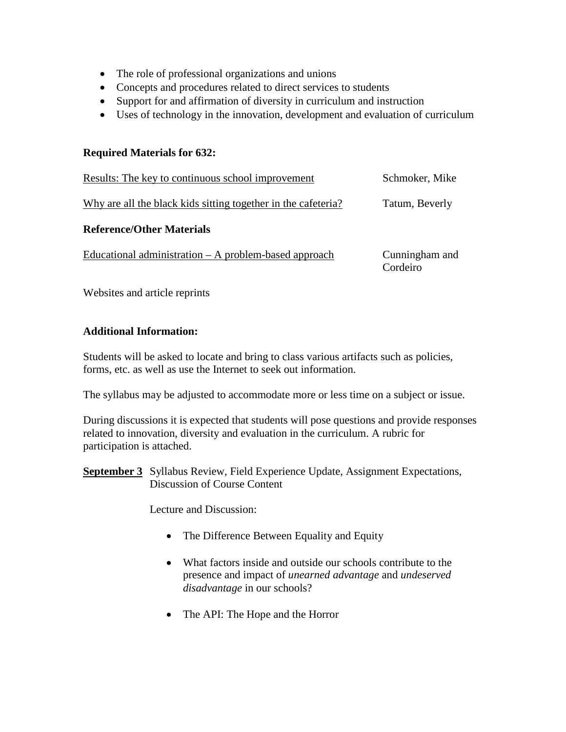- The role of professional organizations and unions
- Concepts and procedures related to direct services to students
- Support for and affirmation of diversity in curriculum and instruction
- Uses of technology in the innovation, development and evaluation of curriculum

**Required Materials for 632:**

| | |
|---|---|
| Results: The key to continuous school improvement | Schmoker, Mike |
| Why are all the black kids sitting together in the cafeteria? | Tatum, Beverly |

**Reference/Other Materials**

| | |
|---|---|
| Educational administration – A problem-based approach | Cunningham and Cordeiro |

Websites and article reprints

**Additional Information:**

Students will be asked to locate and bring to class various artifacts such as policies, forms, etc. as well as use the Internet to seek out information.

The syllabus may be adjusted to accommodate more or less time on a subject or issue.

During discussions it is expected that students will pose questions and provide responses related to innovation, diversity and evaluation in the curriculum. A rubric for participation is attached.

**September 3** Syllabus Review, Field Experience Update, Assignment Expectations, Discussion of Course Content

Lecture and Discussion:

- The Difference Between Equality and Equity
- What factors inside and outside our schools contribute to the presence and impact of *unearned advantage* and *undeserved disadvantage* in our schools?
- The API: The Hope and the Horror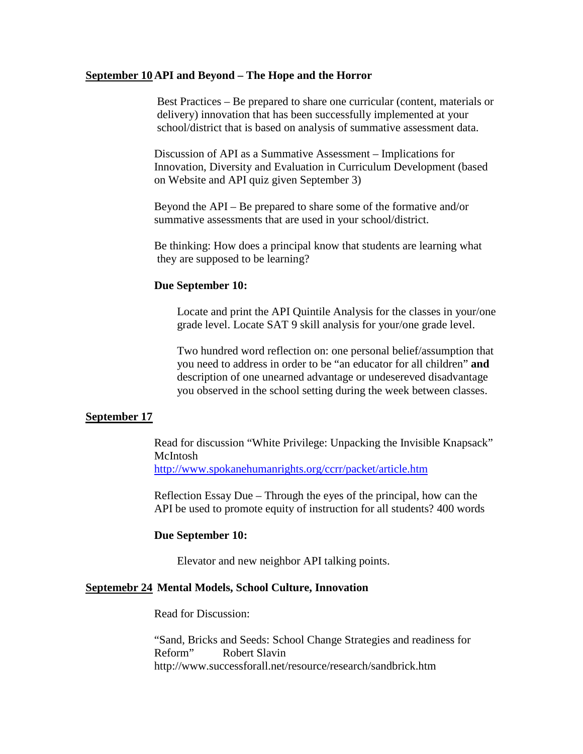**September 10** **API and Beyond – The Hope and the Horror**

Best Practices – Be prepared to share one curricular (content, materials or delivery) innovation that has been successfully implemented at your school/district that is based on analysis of summative assessment data.

Discussion of API as a Summative Assessment – Implications for Innovation, Diversity and Evaluation in Curriculum Development (based on Website and API quiz given September 3)

Beyond the API – Be prepared to share some of the formative and/or summative assessments that are used in your school/district.

Be thinking: How does a principal know that students are learning what they are supposed to be learning?

**Due September 10:**

Locate and print the API Quintile Analysis for the classes in your/one grade level. Locate SAT 9 skill analysis for your/one grade level.

Two hundred word reflection on: one personal belief/assumption that you need to address in order to be "an educator for all children" **and** description of one unearned advantage or undesereved disadvantage you observed in the school setting during the week between classes.

**September 17**

Read for discussion "White Privilege: Unpacking the Invisible Knapsack" McIntosh
http://www.spokanehumanrights.org/ccrr/packet/article.htm

Reflection Essay Due – Through the eyes of the principal, how can the API be used to promote equity of instruction for all students? 400 words

**Due September 10:**

Elevator and new neighbor API talking points.

**Septemebr 24** **Mental Models, School Culture, Innovation**

Read for Discussion:

"Sand, Bricks and Seeds: School Change Strategies and readiness for Reform" Robert Slavin
http://www.successforall.net/resource/research/sandbrick.htm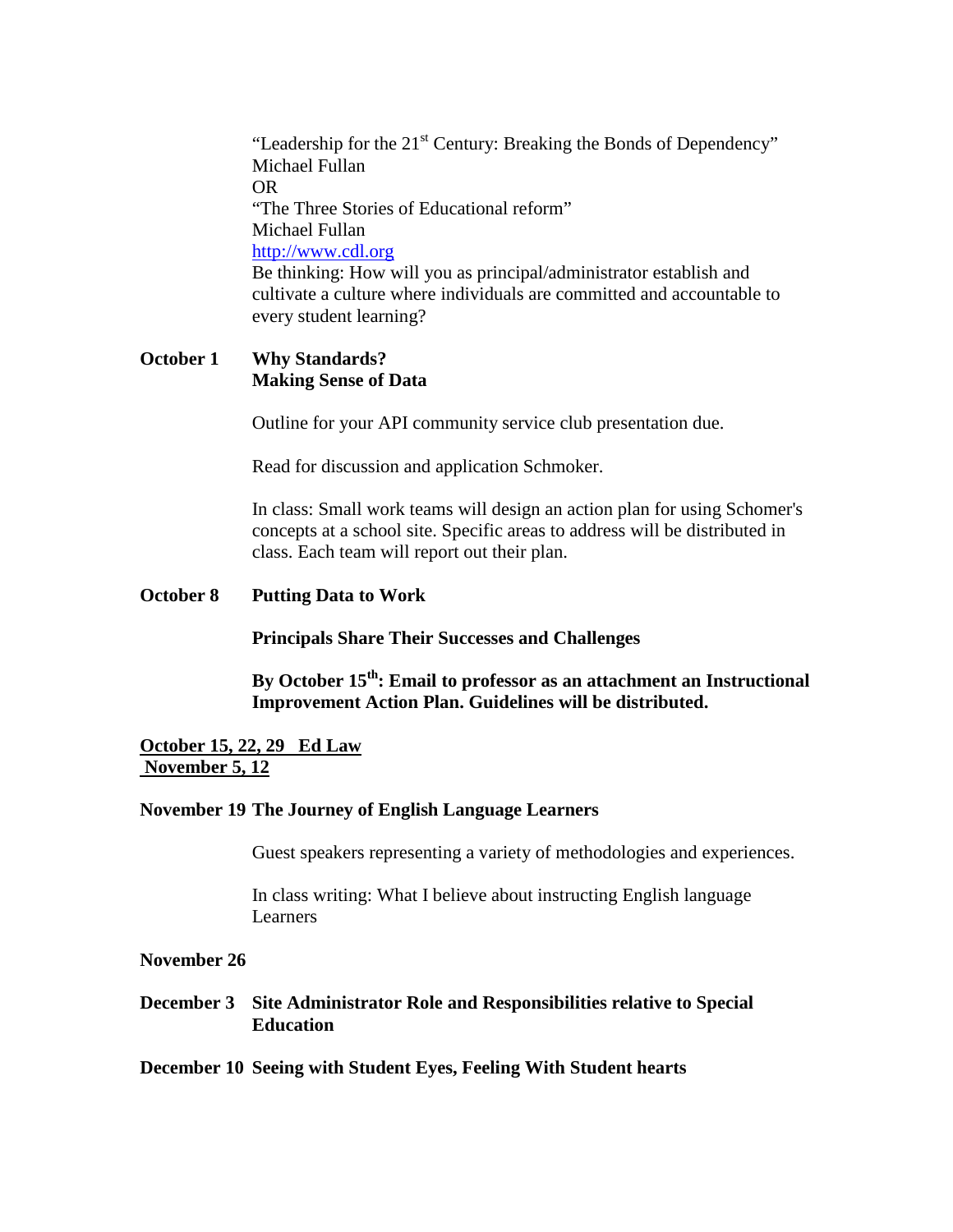"Leadership for the 21st Century: Breaking the Bonds of Dependency"
Michael Fullan
OR
"The Three Stories of Educational reform"
Michael Fullan
http://www.cdl.org
Be thinking: How will you as principal/administrator establish and cultivate a culture where individuals are committed and accountable to every student learning?

**October 1** **Why Standards?**
**Making Sense of Data**

Outline for your API community service club presentation due.

Read for discussion and application Schmoker.

In class: Small work teams will design an action plan for using Schomer's concepts at a school site. Specific areas to address will be distributed in class. Each team will report out their plan.

**October 8** **Putting Data to Work**

**Principals Share Their Successes and Challenges**

**By October 15th: Email to professor as an attachment an Instructional Improvement Action Plan. Guidelines will be distributed.**

**October 15, 22, 29 Ed Law**
**November 5, 12**

**November 19 The Journey of English Language Learners**

Guest speakers representing a variety of methodologies and experiences.

In class writing: What I believe about instructing English language Learners

**November 26**

**December 3** **Site Administrator Role and Responsibilities relative to Special Education**

**December 10 Seeing with Student Eyes, Feeling With Student hearts**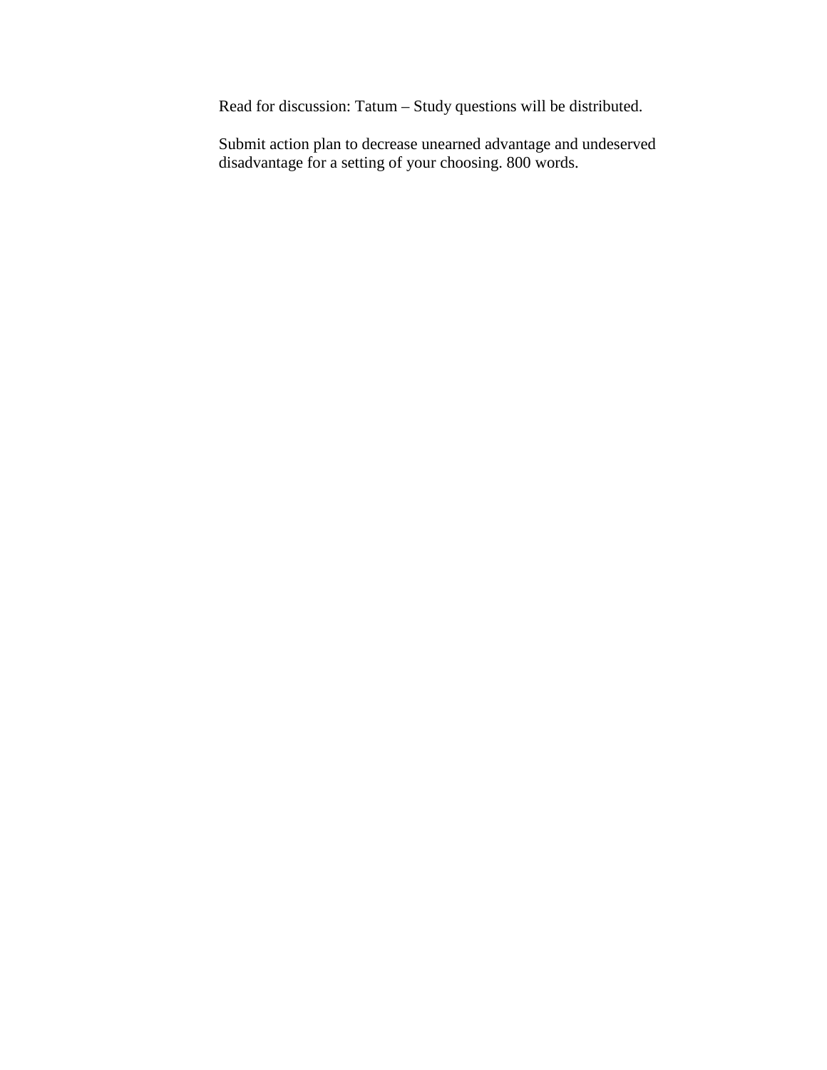Read for discussion: Tatum – Study questions will be distributed.

Submit action plan to decrease unearned advantage and undeserved disadvantage for a setting of your choosing. 800 words.